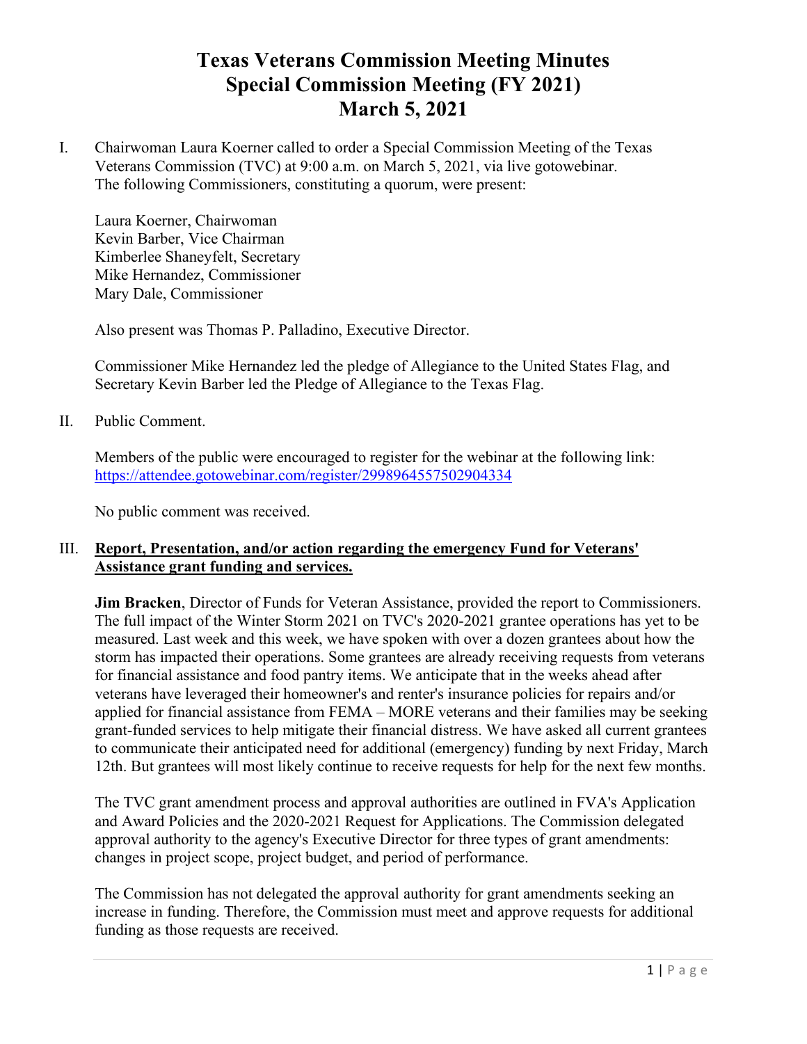# Texas Veterans Commission Meeting Minutes
# Special Commission Meeting (FY 2021)
# March 5, 2021

I. Chairwoman Laura Koerner called to order a Special Commission Meeting of the Texas Veterans Commission (TVC) at 9:00 a.m. on March 5, 2021, via live gotowebinar. The following Commissioners, constituting a quorum, were present:

Laura Koerner, Chairwoman
Kevin Barber, Vice Chairman
Kimberlee Shaneyfelt, Secretary
Mike Hernandez, Commissioner
Mary Dale, Commissioner

Also present was Thomas P. Palladino, Executive Director.

Commissioner Mike Hernandez led the pledge of Allegiance to the United States Flag, and Secretary Kevin Barber led the Pledge of Allegiance to the Texas Flag.

II. Public Comment.

Members of the public were encouraged to register for the webinar at the following link: https://attendee.gotowebinar.com/register/2998964557502904334

No public comment was received.

III. **Report, Presentation, and/or action regarding the emergency Fund for Veterans' Assistance grant funding and services.**

**Jim Bracken**, Director of Funds for Veteran Assistance, provided the report to Commissioners. The full impact of the Winter Storm 2021 on TVC's 2020-2021 grantee operations has yet to be measured. Last week and this week, we have spoken with over a dozen grantees about how the storm has impacted their operations. Some grantees are already receiving requests from veterans for financial assistance and food pantry items. We anticipate that in the weeks ahead after veterans have leveraged their homeowner's and renter's insurance policies for repairs and/or applied for financial assistance from FEMA – MORE veterans and their families may be seeking grant-funded services to help mitigate their financial distress. We have asked all current grantees to communicate their anticipated need for additional (emergency) funding by next Friday, March 12th. But grantees will most likely continue to receive requests for help for the next few months.

The TVC grant amendment process and approval authorities are outlined in FVA's Application and Award Policies and the 2020-2021 Request for Applications. The Commission delegated approval authority to the agency's Executive Director for three types of grant amendments: changes in project scope, project budget, and period of performance.

The Commission has not delegated the approval authority for grant amendments seeking an increase in funding. Therefore, the Commission must meet and approve requests for additional funding as those requests are received.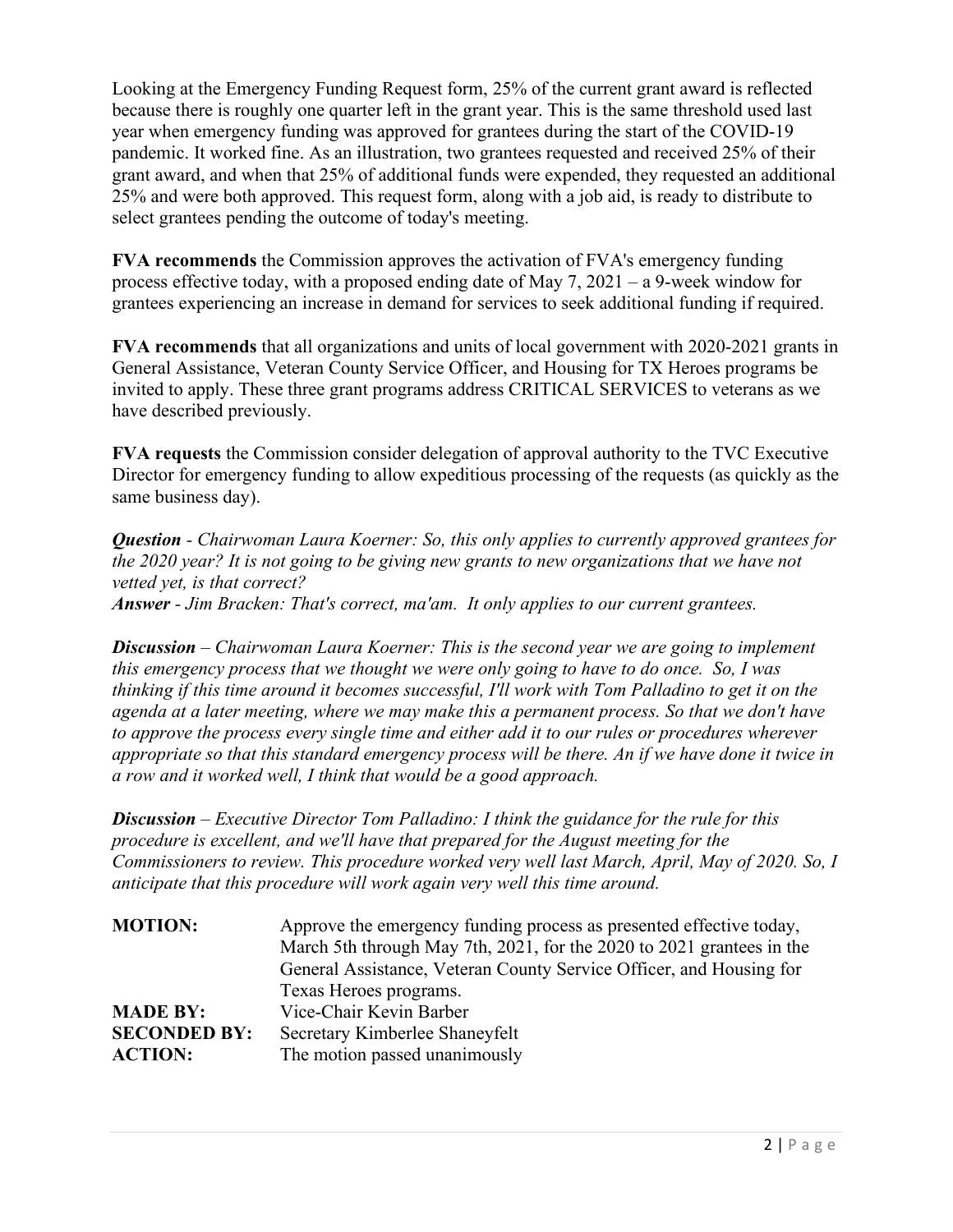Looking at the Emergency Funding Request form, 25% of the current grant award is reflected because there is roughly one quarter left in the grant year. This is the same threshold used last year when emergency funding was approved for grantees during the start of the COVID-19 pandemic. It worked fine. As an illustration, two grantees requested and received 25% of their grant award, and when that 25% of additional funds were expended, they requested an additional 25% and were both approved. This request form, along with a job aid, is ready to distribute to select grantees pending the outcome of today's meeting.

**FVA recommends** the Commission approves the activation of FVA's emergency funding process effective today, with a proposed ending date of May 7, 2021 – a 9-week window for grantees experiencing an increase in demand for services to seek additional funding if required.

**FVA recommends** that all organizations and units of local government with 2020-2021 grants in General Assistance, Veteran County Service Officer, and Housing for TX Heroes programs be invited to apply. These three grant programs address CRITICAL SERVICES to veterans as we have described previously.

**FVA requests** the Commission consider delegation of approval authority to the TVC Executive Director for emergency funding to allow expeditious processing of the requests (as quickly as the same business day).

***Question*** *- Chairwoman Laura Koerner: So, this only applies to currently approved grantees for the 2020 year? It is not going to be giving new grants to new organizations that we have not vetted yet, is that correct?*
***Answer*** *- Jim Bracken: That's correct, ma'am. It only applies to our current grantees.*

***Discussion*** *– Chairwoman Laura Koerner: This is the second year we are going to implement this emergency process that we thought we were only going to have to do once. So, I was thinking if this time around it becomes successful, I'll work with Tom Palladino to get it on the agenda at a later meeting, where we may make this a permanent process. So that we don't have to approve the process every single time and either add it to our rules or procedures wherever appropriate so that this standard emergency process will be there. An if we have done it twice in a row and it worked well, I think that would be a good approach.*

***Discussion*** *– Executive Director Tom Palladino: I think the guidance for the rule for this procedure is excellent, and we'll have that prepared for the August meeting for the Commissioners to review. This procedure worked very well last March, April, May of 2020. So, I anticipate that this procedure will work again very well this time around.*

| | |
|---|---|
| **MOTION:** | Approve the emergency funding process as presented effective today, March 5th through May 7th, 2021, for the 2020 to 2021 grantees in the General Assistance, Veteran County Service Officer, and Housing for Texas Heroes programs. |
| **MADE BY:** | Vice-Chair Kevin Barber |
| **SECONDED BY:** | Secretary Kimberlee Shaneyfelt |
| **ACTION:** | The motion passed unanimously |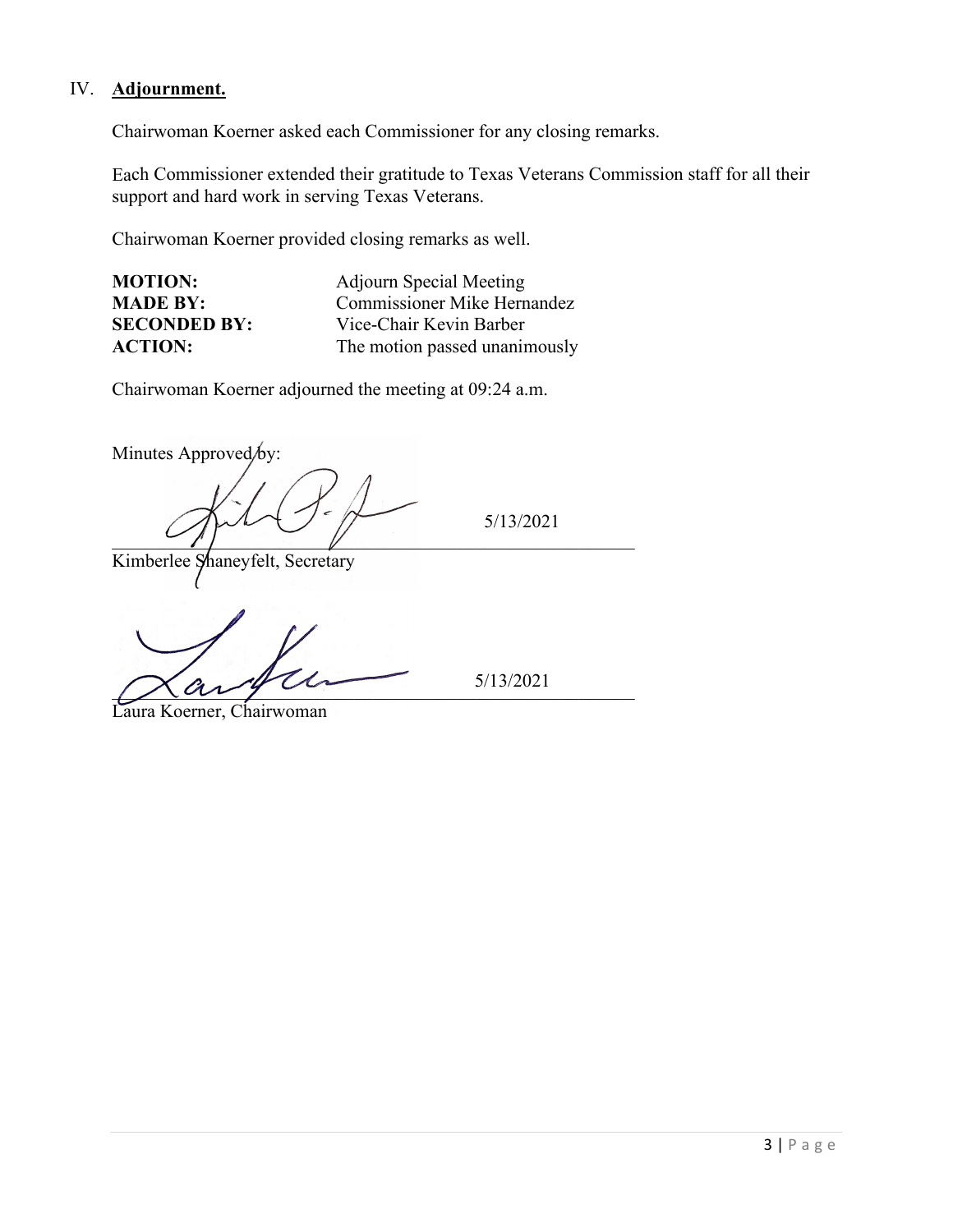## IV. **Adjournment.**

Chairwoman Koerner asked each Commissioner for any closing remarks.

Each Commissioner extended their gratitude to Texas Veterans Commission staff for all their support and hard work in serving Texas Veterans.

Chairwoman Koerner provided closing remarks as well.

| | |
|---|---|
| **MOTION:** | Adjourn Special Meeting |
| **MADE BY:** | Commissioner Mike Hernandez |
| **SECONDED BY:** | Vice-Chair Kevin Barber |
| **ACTION:** | The motion passed unanimously |

Chairwoman Koerner adjourned the meeting at 09:24 a.m.

Minutes Approved by:

5/13/2021

Kimberlee Shaneyfelt, Secretary

5/13/2021

Laura Koerner, Chairwoman